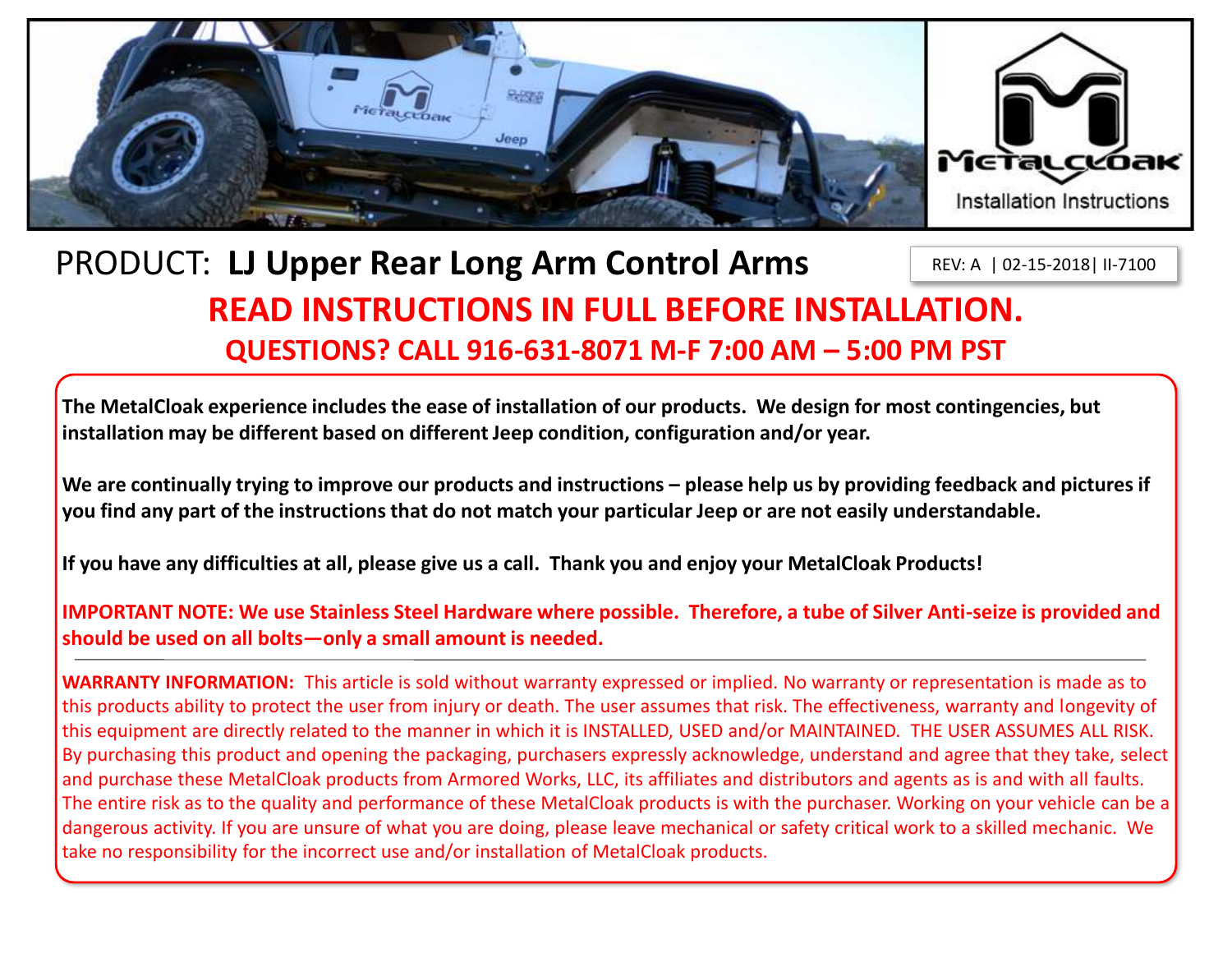MetalCloak

Installation Instructions

# PRODUCT: **LJ Upper Rear Long Arm Control Arms**

REV: A | 02-15-2018| II-7100

## READ INSTRUCTIONS IN FULL BEFORE INSTALLATION.

### QUESTIONS? CALL 916-631-8071 M-F 7:00 AM – 5:00 PM PST

**The MetalCloak experience includes the ease of installation of our products. We design for most contingencies, but installation may be different based on different Jeep condition, configuration and/or year.**

**We are continually trying to improve our products and instructions – please help us by providing feedback and pictures if you find any part of the instructions that do not match your particular Jeep or are not easily understandable.**

**If you have any difficulties at all, please give us a call. Thank you and enjoy your MetalCloak Products!**

**IMPORTANT NOTE: We use Stainless Steel Hardware where possible. Therefore, a tube of Silver Anti-seize is provided and should be used on all bolts—only a small amount is needed.**

---

**WARRANTY INFORMATION:** This article is sold without warranty expressed or implied. No warranty or representation is made as to this products ability to protect the user from injury or death. The user assumes that risk. The effectiveness, warranty and longevity of this equipment are directly related to the manner in which it is INSTALLED, USED and/or MAINTAINED. THE USER ASSUMES ALL RISK. By purchasing this product and opening the packaging, purchasers expressly acknowledge, understand and agree that they take, select and purchase these MetalCloak products from Armored Works, LLC, its affiliates and distributors and agents as is and with all faults. The entire risk as to the quality and performance of these MetalCloak products is with the purchaser. Working on your vehicle can be a dangerous activity. If you are unsure of what you are doing, please leave mechanical or safety critical work to a skilled mechanic. We take no responsibility for the incorrect use and/or installation of MetalCloak products.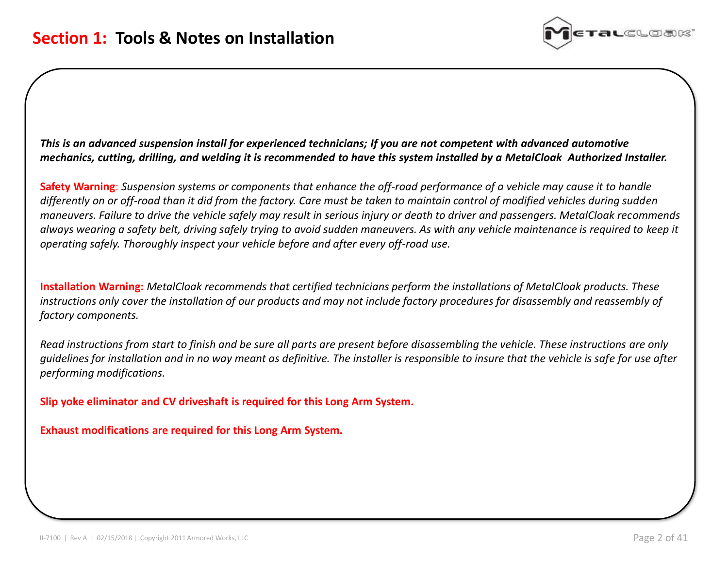# **Section 1: Tools & Notes on Installation**

***This is an advanced suspension install for experienced technicians; If you are not competent with advanced automotive mechanics, cutting, drilling, and welding it is recommended to have this system installed by a MetalCloak Authorized Installer.***

**Safety Warning**: *Suspension systems or components that enhance the off-road performance of a vehicle may cause it to handle differently on or off-road than it did from the factory. Care must be taken to maintain control of modified vehicles during sudden maneuvers. Failure to drive the vehicle safely may result in serious injury or death to driver and passengers. MetalCloak recommends always wearing a safety belt, driving safely trying to avoid sudden maneuvers. As with any vehicle maintenance is required to keep it operating safely. Thoroughly inspect your vehicle before and after every off-road use.*

**Installation Warning:** *MetalCloak recommends that certified technicians perform the installations of MetalCloak products. These instructions only cover the installation of our products and may not include factory procedures for disassembly and reassembly of factory components.*

*Read instructions from start to finish and be sure all parts are present before disassembling the vehicle. These instructions are only guidelines for installation and in no way meant as definitive. The installer is responsible to insure that the vehicle is safe for use after performing modifications.*

**Slip yoke eliminator and CV driveshaft is required for this Long Arm System.**

**Exhaust modifications are required for this Long Arm System.**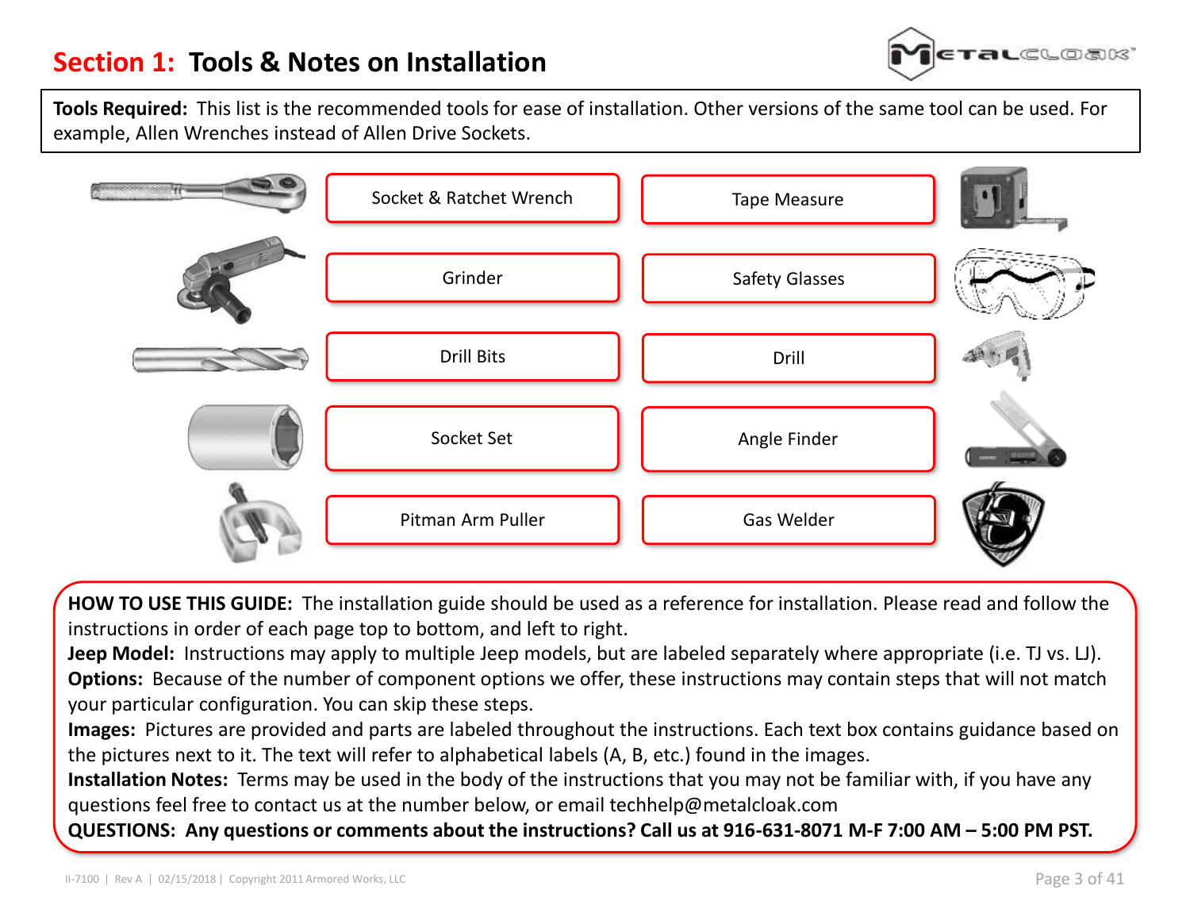# Section 1: Tools & Notes on Installation

**Tools Required:** This list is the recommended tools for ease of installation. Other versions of the same tool can be used. For example, Allen Wrenches instead of Allen Drive Sockets.

- Socket & Ratchet Wrench
- Tape Measure
- Grinder
- Safety Glasses
- Drill Bits
- Drill
- Socket Set
- Angle Finder
- Pitman Arm Puller
- Gas Welder

**HOW TO USE THIS GUIDE:** The installation guide should be used as a reference for installation. Please read and follow the instructions in order of each page top to bottom, and left to right.

**Jeep Model:** Instructions may apply to multiple Jeep models, but are labeled separately where appropriate (i.e. TJ vs. LJ).

**Options:** Because of the number of component options we offer, these instructions may contain steps that will not match your particular configuration. You can skip these steps.

**Images:** Pictures are provided and parts are labeled throughout the instructions. Each text box contains guidance based on the pictures next to it. The text will refer to alphabetical labels (A, B, etc.) found in the images.

**Installation Notes:** Terms may be used in the body of the instructions that you may not be familiar with, if you have any questions feel free to contact us at the number below, or email techhelp@metalcloak.com

**QUESTIONS: Any questions or comments about the instructions? Call us at 916-631-8071 M-F 7:00 AM – 5:00 PM PST.**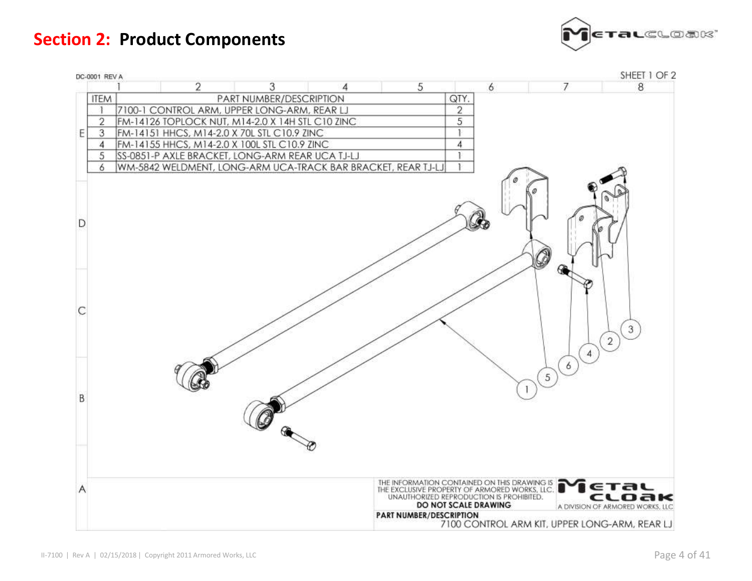# Section 2: Product Components

DC-0001 REV A

SHEET 1 OF 2

| ITEM | PART NUMBER/DESCRIPTION | QTY. |
|---|---|---|
| 1 | 7100-1 CONTROL ARM, UPPER LONG-ARM, REAR LJ | 2 |
| 2 | FM-14126 TOPLOCK NUT, M14-2.0 X 14H STL C10 ZINC | 5 |
| 3 | FM-14151 HHCS, M14-2.0 X 70L STL C10.9 ZINC | 1 |
| 4 | FM-14155 HHCS, M14-2.0 X 100L STL C10.9 ZINC | 4 |
| 5 | SS-0851-P AXLE BRACKET, LONG-ARM REAR UCA TJ-LJ | 1 |
| 6 | WM-5842 WELDMENT, LONG-ARM UCA-TRACK BAR BRACKET, REAR TJ-LJ | 1 |

THE INFORMATION CONTAINED ON THIS DRAWING IS THE EXCLUSIVE PROPERTY OF ARMORED WORKS, LLC. UNAUTHORIZED REPRODUCTION IS PROHIBITED.

**DO NOT SCALE DRAWING**

METAL CLOAK — A DIVISION OF ARMORED WORKS, LLC

**PART NUMBER/DESCRIPTION**
7100 CONTROL ARM KIT, UPPER LONG-ARM, REAR LJ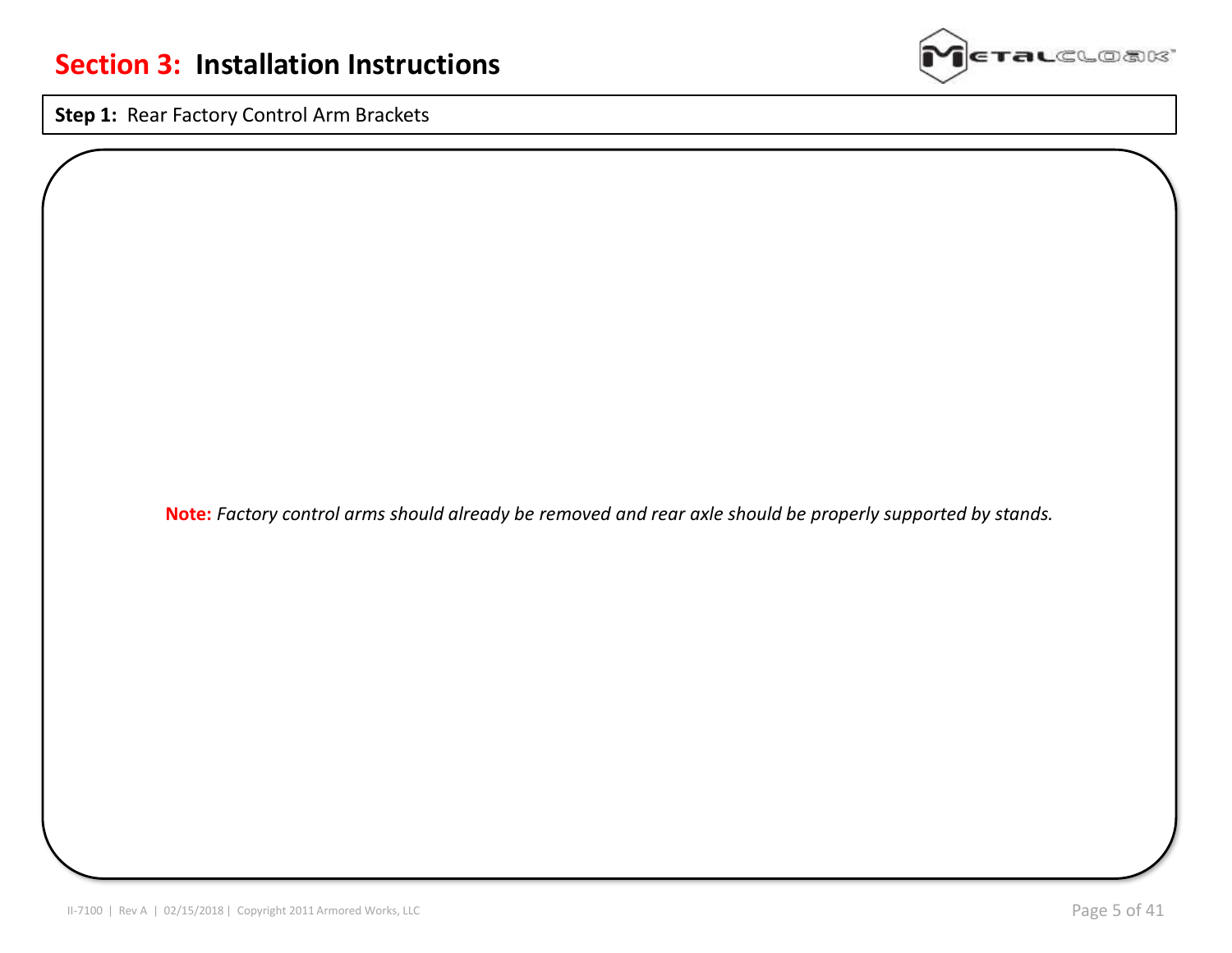# Section 3: Installation Instructions

**Step 1:** Rear Factory Control Arm Brackets

**Note:** *Factory control arms should already be removed and rear axle should be properly supported by stands.*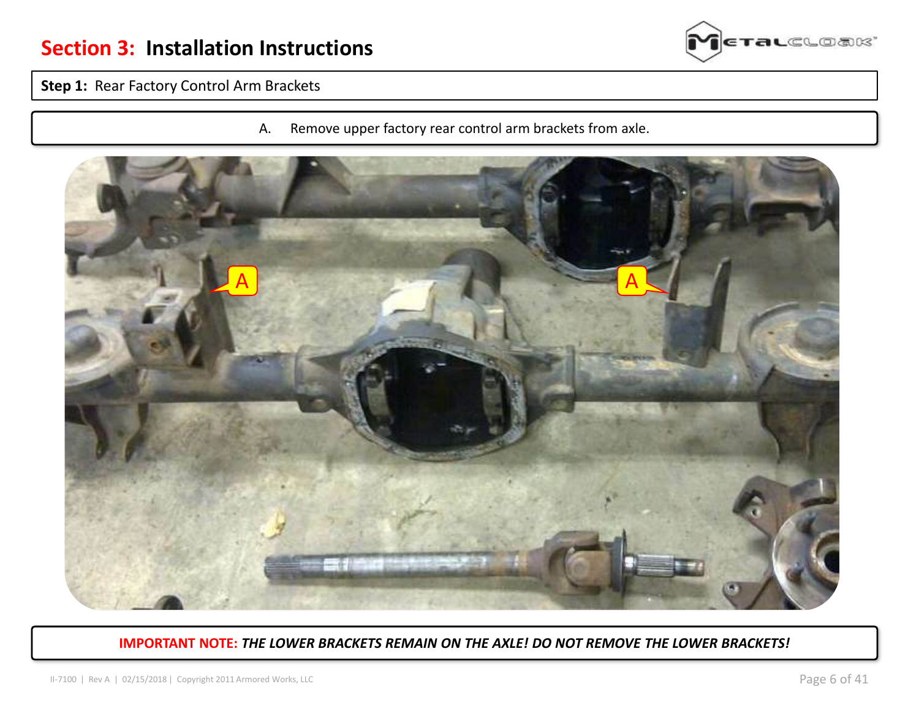# Section 3: Installation Instructions

**Step 1:** Rear Factory Control Arm Brackets

A. Remove upper factory rear control arm brackets from axle.

**IMPORTANT NOTE:** ***THE LOWER BRACKETS REMAIN ON THE AXLE! DO NOT REMOVE THE LOWER BRACKETS!***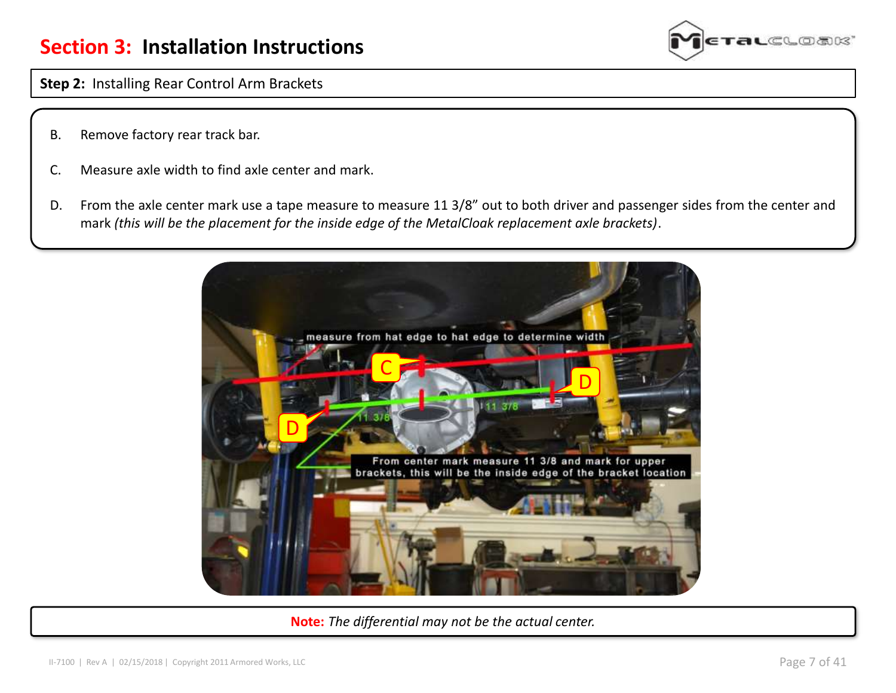# Section 3: Installation Instructions

**Step 2:** Installing Rear Control Arm Brackets

B. Remove factory rear track bar.

C. Measure axle width to find axle center and mark.

D. From the axle center mark use a tape measure to measure 11 3/8" out to both driver and passenger sides from the center and mark *(this will be the placement for the inside edge of the MetalCloak replacement axle brackets)*.

**Note:** *The differential may not be the actual center.*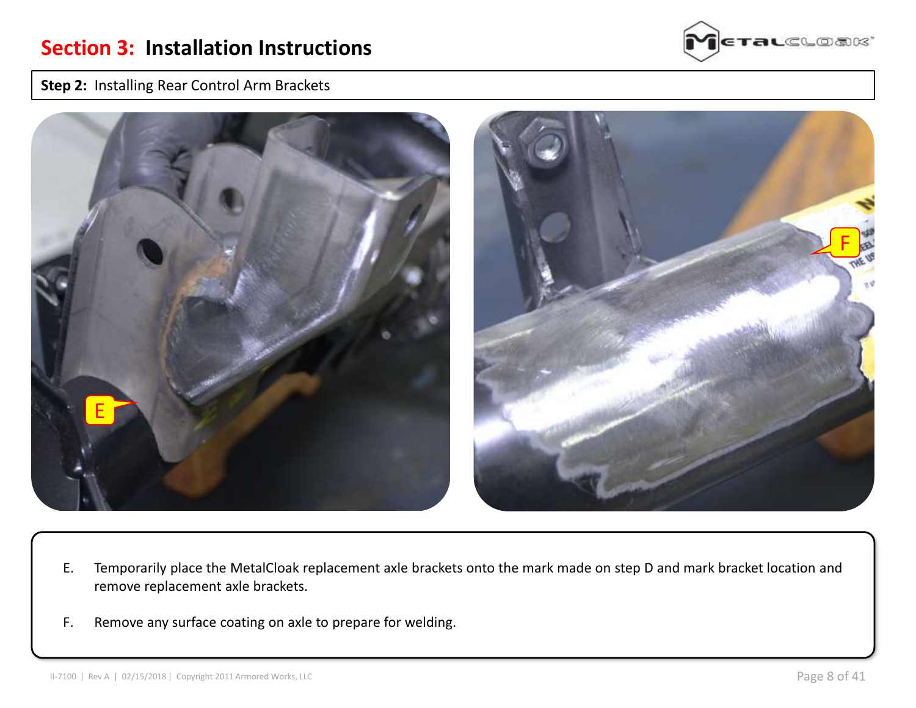# Section 3: Installation Instructions

**Step 2:** Installing Rear Control Arm Brackets

E. Temporarily place the MetalCloak replacement axle brackets onto the mark made on step D and mark bracket location and remove replacement axle brackets.

F. Remove any surface coating on axle to prepare for welding.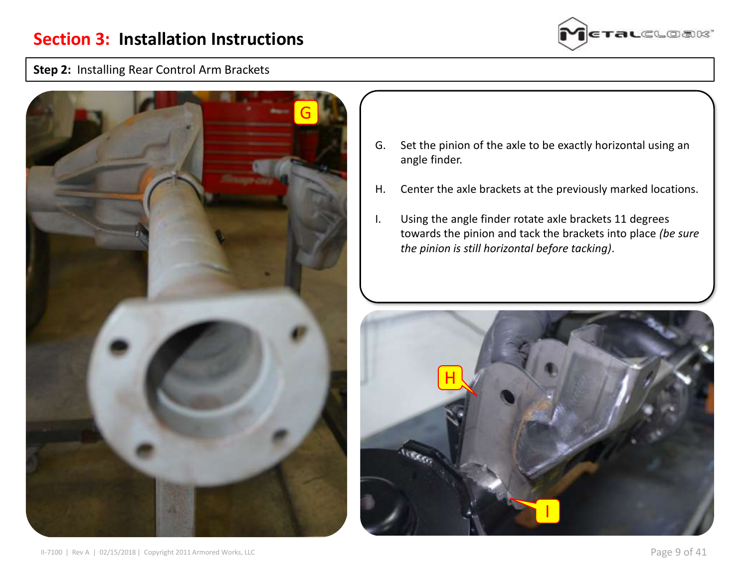# Section 3: Installation Instructions

**Step 2:** Installing Rear Control Arm Brackets

G. Set the pinion of the axle to be exactly horizontal using an angle finder.

H. Center the axle brackets at the previously marked locations.

I. Using the angle finder rotate axle brackets 11 degrees towards the pinion and tack the brackets into place *(be sure the pinion is still horizontal before tacking)*.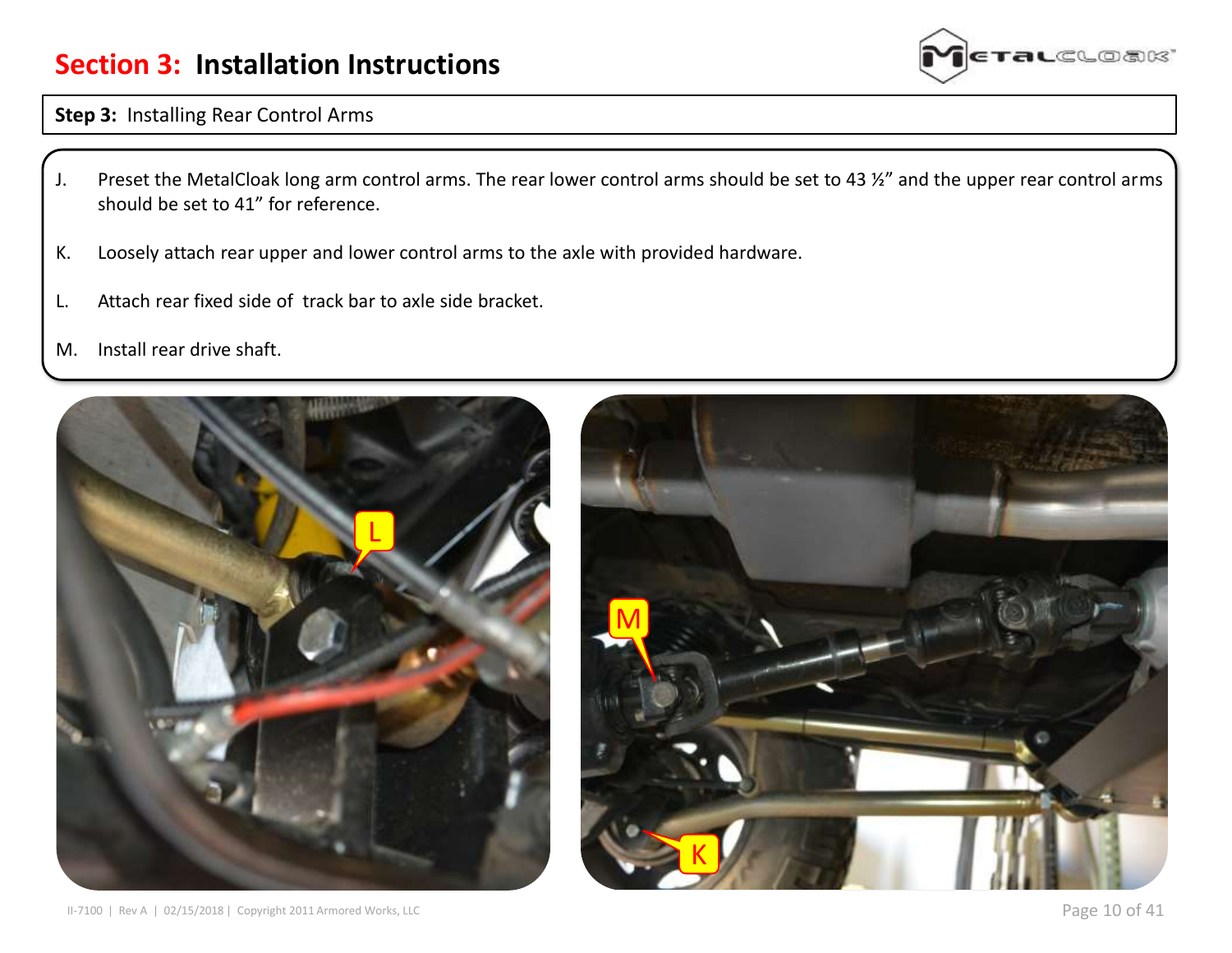# Section 3: Installation Instructions

**Step 3:** Installing Rear Control Arms

J. Preset the MetalCloak long arm control arms. The rear lower control arms should be set to 43 ½" and the upper rear control arms should be set to 41" for reference.

K. Loosely attach rear upper and lower control arms to the axle with provided hardware.

L. Attach rear fixed side of track bar to axle side bracket.

M. Install rear drive shaft.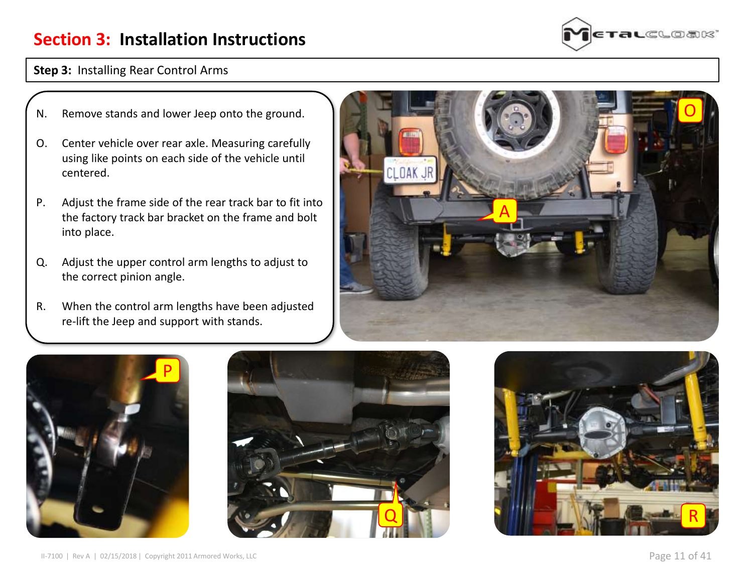# Section 3: Installation Instructions

**Step 3:** Installing Rear Control Arms

N. Remove stands and lower Jeep onto the ground.

O. Center vehicle over rear axle. Measuring carefully using like points on each side of the vehicle until centered.

P. Adjust the frame side of the rear track bar to fit into the factory track bar bracket on the frame and bolt into place.

Q. Adjust the upper control arm lengths to adjust to the correct pinion angle.

R. When the control arm lengths have been adjusted re-lift the Jeep and support with stands.

II-7100 | Rev A | 02/15/2018 | Copyright 2011 Armored Works, LLC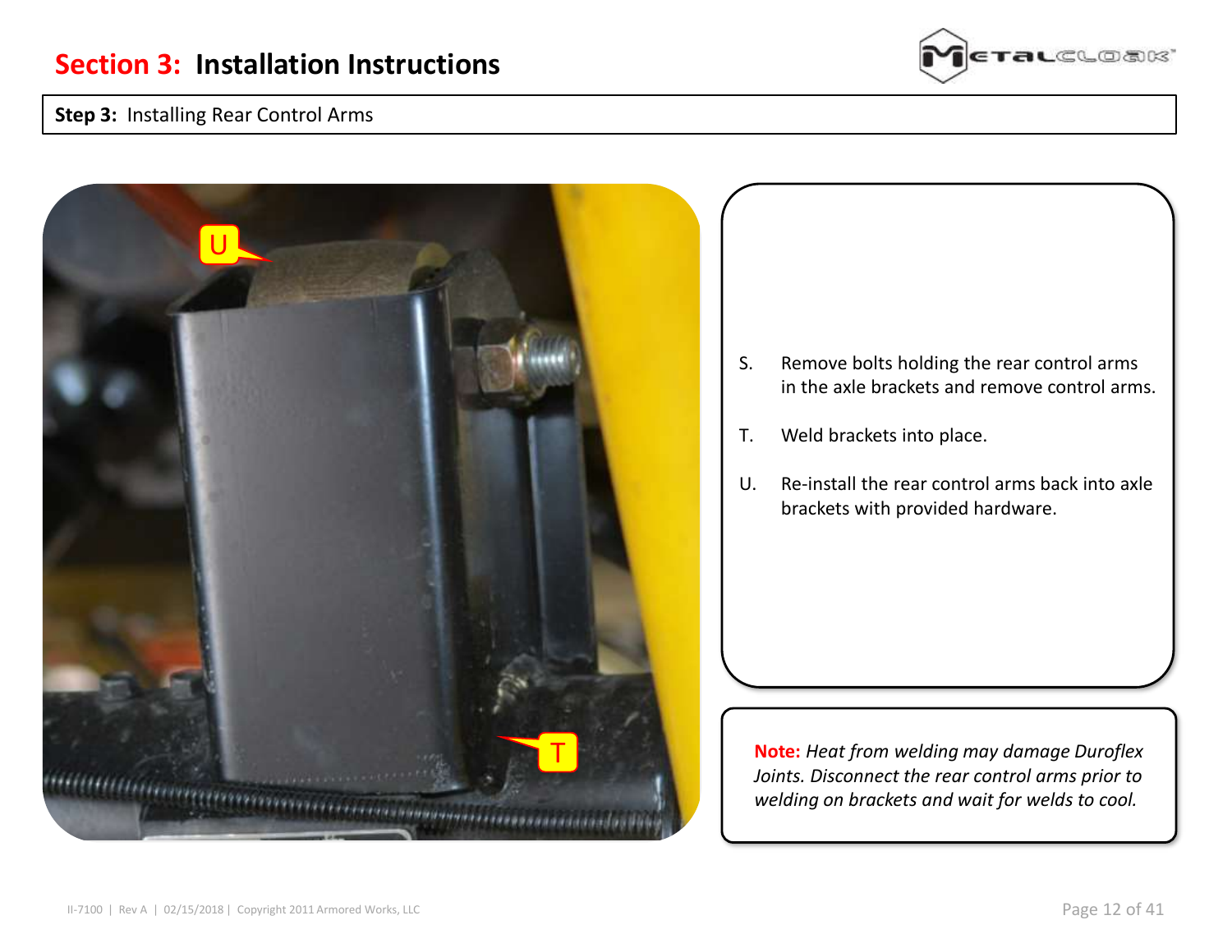# Section 3: Installation Instructions

**Step 3:** Installing Rear Control Arms

S. Remove bolts holding the rear control arms in the axle brackets and remove control arms.

T. Weld brackets into place.

U. Re-install the rear control arms back into axle brackets with provided hardware.

**Note:** *Heat from welding may damage Duroflex Joints. Disconnect the rear control arms prior to welding on brackets and wait for welds to cool.*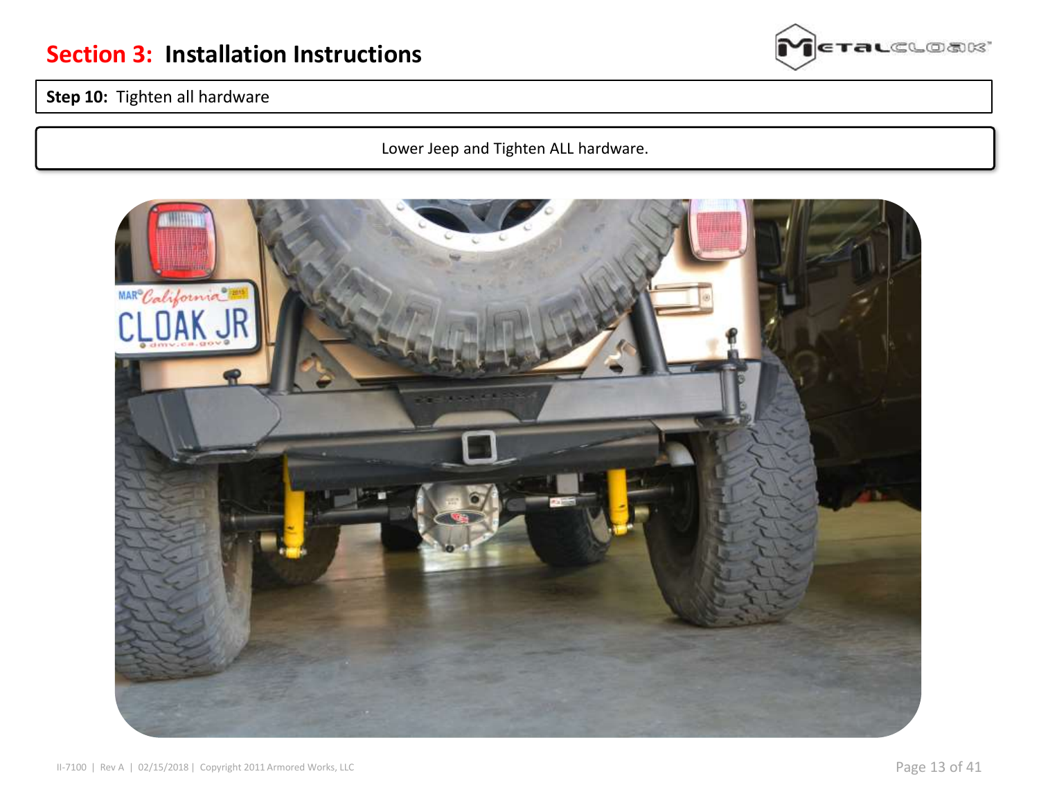# Section 3: Installation Instructions

**Step 10:** Tighten all hardware

Lower Jeep and Tighten ALL hardware.